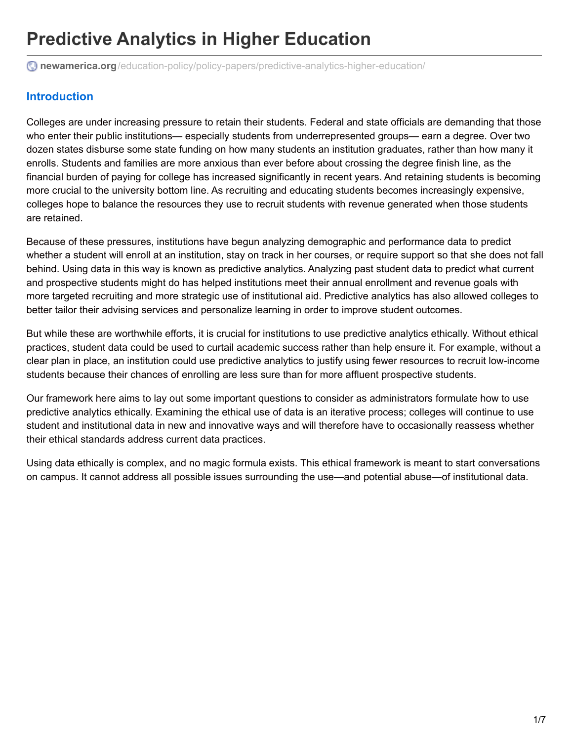# Predictive Analytics in Higher Education

newamerica.org/education-policy/policy-papers/predictive-analytics-higher-education/

## Introduction

Colleges are under increasing pressure to retain their students. Federal and state officials are demanding that those who enter their public institutions— especially students from underrepresented groups— earn a degree. Over two dozen states disburse some state funding on how many students an institution graduates, rather than how many it enrolls. Students and families are more anxious than ever before about crossing the degree finish line, as the financial burden of paying for college has increased significantly in recent years. And retaining students is becoming more crucial to the university bottom line. As recruiting and educating students becomes increasingly expensive, colleges hope to balance the resources they use to recruit students with revenue generated when those students are retained.

Because of these pressures, institutions have begun analyzing demographic and performance data to predict whether a student will enroll at an institution, stay on track in her courses, or require support so that she does not fall behind. Using data in this way is known as predictive analytics. Analyzing past student data to predict what current and prospective students might do has helped institutions meet their annual enrollment and revenue goals with more targeted recruiting and more strategic use of institutional aid. Predictive analytics has also allowed colleges to better tailor their advising services and personalize learning in order to improve student outcomes.

But while these are worthwhile efforts, it is crucial for institutions to use predictive analytics ethically. Without ethical practices, student data could be used to curtail academic success rather than help ensure it. For example, without a clear plan in place, an institution could use predictive analytics to justify using fewer resources to recruit low-income students because their chances of enrolling are less sure than for more affluent prospective students.

Our framework here aims to lay out some important questions to consider as administrators formulate how to use predictive analytics ethically. Examining the ethical use of data is an iterative process; colleges will continue to use student and institutional data in new and innovative ways and will therefore have to occasionally reassess whether their ethical standards address current data practices.

Using data ethically is complex, and no magic formula exists. This ethical framework is meant to start conversations on campus. It cannot address all possible issues surrounding the use—and potential abuse—of institutional data.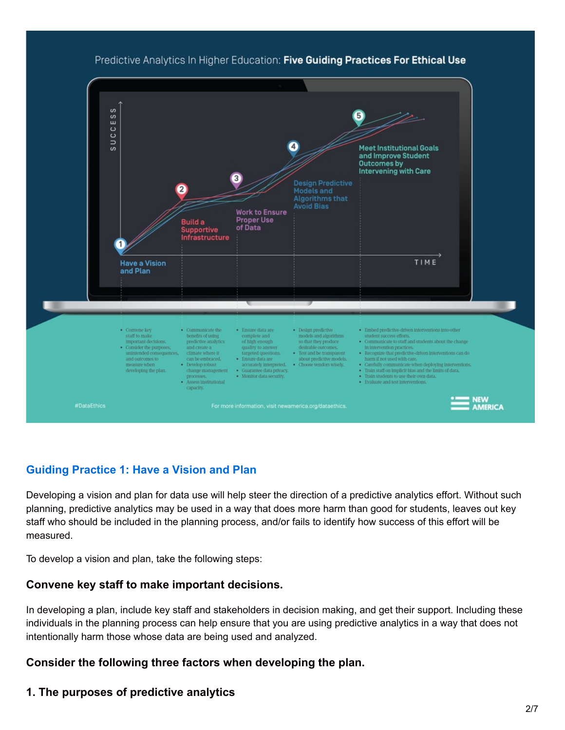Predictive Analytics In Higher Education: **Five Guiding Practices For Ethical Use**

1. Have a Vision and Plan
   - Convene key staff to make important decisions.
   - Consider the purposes, unintended consequences, and outcomes to measure when developing the plan.
2. Build a Supportive Infrastructure
   - Communicate the benefits of using predictive analytics and create a climate where it can be embraced.
   - Develop robust change management processes.
   - Assess institutional capacity.
3. Work to Ensure Proper Use of Data
   - Ensure data are complete and of high enough quality to answer targeted questions.
   - Ensure data are accurately interpreted.
   - Guarantee data privacy.
   - Monitor data security.
4. Design Predictive Models and Algorithms that Avoid Bias
   - Design predictive models and algorithms so that they produce desirable outcomes.
   - Test and be transparent about predictive models.
   - Choose vendors wisely.
5. Meet Institutional Goals and Improve Student Outcomes by Intervening with Care
   - Embed predictive-driven interventions into other student success efforts.
   - Communicate to staff and students about the change in intervention practices.
   - Recognize that predictive-driven interventions can do harm if not used with care.
   - Carefully communicate when deploying interventions.
   - Train staff on implicit bias and the limits of data.
   - Train students to use their own data.
   - Evaluate and test interventions.

#DataEthics

For more information, visit newamerica.org/dataethics.

NEW AMERICA

## Guiding Practice 1: Have a Vision and Plan

Developing a vision and plan for data use will help steer the direction of a predictive analytics effort. Without such planning, predictive analytics may be used in a way that does more harm than good for students, leaves out key staff who should be included in the planning process, and/or fails to identify how success of this effort will be measured.

To develop a vision and plan, take the following steps:

### Convene key staff to make important decisions.

In developing a plan, include key staff and stakeholders in decision making, and get their support. Including these individuals in the planning process can help ensure that you are using predictive analytics in a way that does not intentionally harm those whose data are being used and analyzed.

### Consider the following three factors when developing the plan.

### 1. The purposes of predictive analytics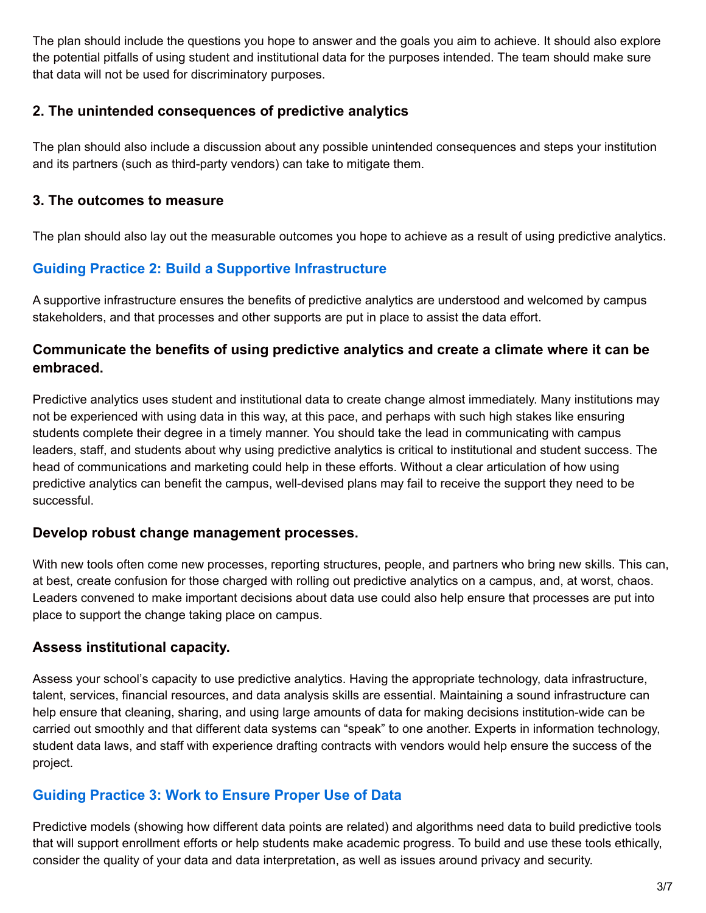The plan should include the questions you hope to answer and the goals you aim to achieve. It should also explore the potential pitfalls of using student and institutional data for the purposes intended. The team should make sure that data will not be used for discriminatory purposes.

### 2. The unintended consequences of predictive analytics

The plan should also include a discussion about any possible unintended consequences and steps your institution and its partners (such as third-party vendors) can take to mitigate them.

### 3. The outcomes to measure

The plan should also lay out the measurable outcomes you hope to achieve as a result of using predictive analytics.

## Guiding Practice 2: Build a Supportive Infrastructure

A supportive infrastructure ensures the benefits of predictive analytics are understood and welcomed by campus stakeholders, and that processes and other supports are put in place to assist the data effort.

### Communicate the benefits of using predictive analytics and create a climate where it can be embraced.

Predictive analytics uses student and institutional data to create change almost immediately. Many institutions may not be experienced with using data in this way, at this pace, and perhaps with such high stakes like ensuring students complete their degree in a timely manner. You should take the lead in communicating with campus leaders, staff, and students about why using predictive analytics is critical to institutional and student success. The head of communications and marketing could help in these efforts. Without a clear articulation of how using predictive analytics can benefit the campus, well-devised plans may fail to receive the support they need to be successful.

### Develop robust change management processes.

With new tools often come new processes, reporting structures, people, and partners who bring new skills. This can, at best, create confusion for those charged with rolling out predictive analytics on a campus, and, at worst, chaos. Leaders convened to make important decisions about data use could also help ensure that processes are put into place to support the change taking place on campus.

### Assess institutional capacity.

Assess your school's capacity to use predictive analytics. Having the appropriate technology, data infrastructure, talent, services, financial resources, and data analysis skills are essential. Maintaining a sound infrastructure can help ensure that cleaning, sharing, and using large amounts of data for making decisions institution-wide can be carried out smoothly and that different data systems can "speak" to one another. Experts in information technology, student data laws, and staff with experience drafting contracts with vendors would help ensure the success of the project.

## Guiding Practice 3: Work to Ensure Proper Use of Data

Predictive models (showing how different data points are related) and algorithms need data to build predictive tools that will support enrollment efforts or help students make academic progress. To build and use these tools ethically, consider the quality of your data and data interpretation, as well as issues around privacy and security.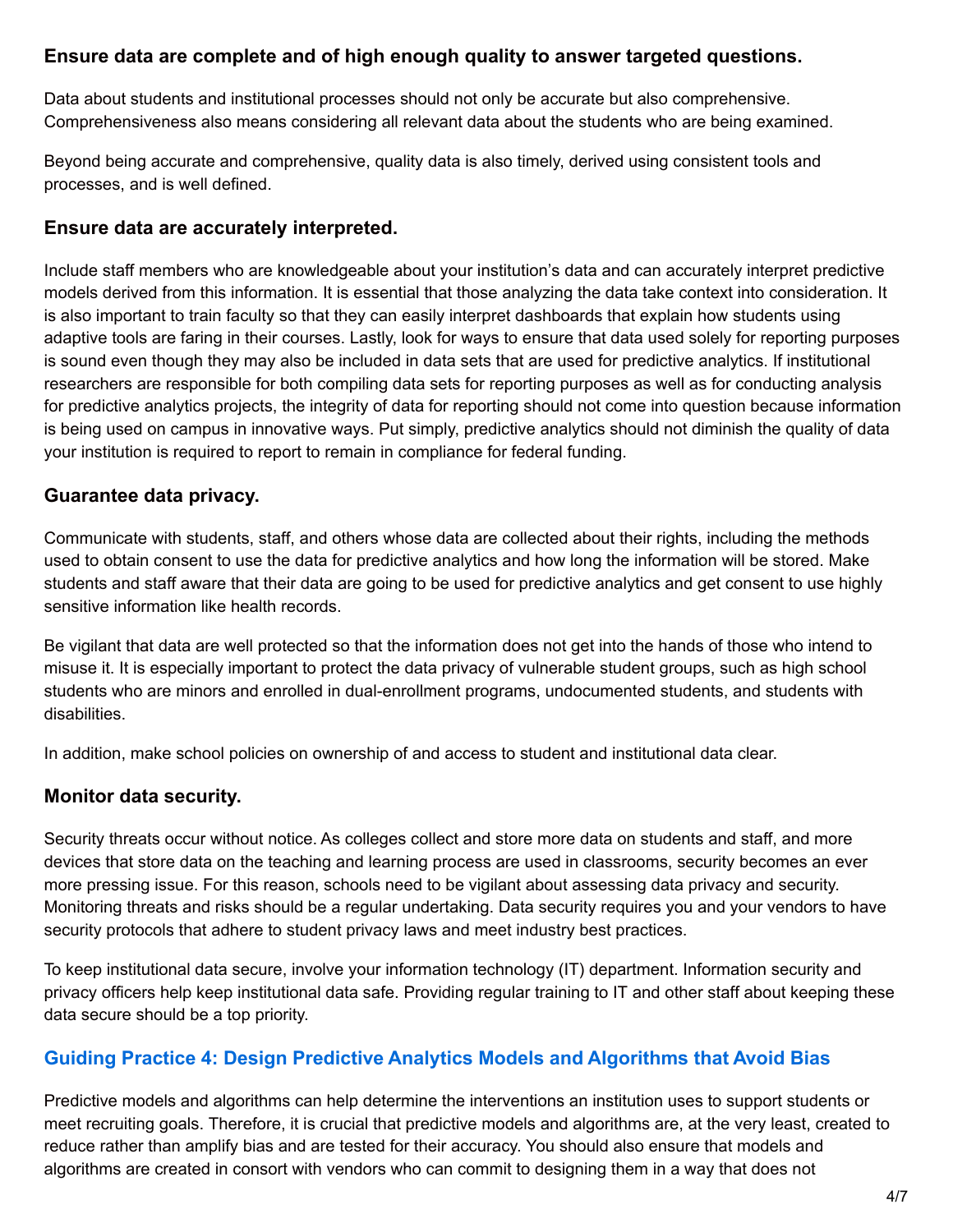### Ensure data are complete and of high enough quality to answer targeted questions.

Data about students and institutional processes should not only be accurate but also comprehensive. Comprehensiveness also means considering all relevant data about the students who are being examined.

Beyond being accurate and comprehensive, quality data is also timely, derived using consistent tools and processes, and is well defined.

### Ensure data are accurately interpreted.

Include staff members who are knowledgeable about your institution's data and can accurately interpret predictive models derived from this information. It is essential that those analyzing the data take context into consideration. It is also important to train faculty so that they can easily interpret dashboards that explain how students using adaptive tools are faring in their courses. Lastly, look for ways to ensure that data used solely for reporting purposes is sound even though they may also be included in data sets that are used for predictive analytics. If institutional researchers are responsible for both compiling data sets for reporting purposes as well as for conducting analysis for predictive analytics projects, the integrity of data for reporting should not come into question because information is being used on campus in innovative ways. Put simply, predictive analytics should not diminish the quality of data your institution is required to report to remain in compliance for federal funding.

### Guarantee data privacy.

Communicate with students, staff, and others whose data are collected about their rights, including the methods used to obtain consent to use the data for predictive analytics and how long the information will be stored. Make students and staff aware that their data are going to be used for predictive analytics and get consent to use highly sensitive information like health records.

Be vigilant that data are well protected so that the information does not get into the hands of those who intend to misuse it. It is especially important to protect the data privacy of vulnerable student groups, such as high school students who are minors and enrolled in dual-enrollment programs, undocumented students, and students with disabilities.

In addition, make school policies on ownership of and access to student and institutional data clear.

### Monitor data security.

Security threats occur without notice. As colleges collect and store more data on students and staff, and more devices that store data on the teaching and learning process are used in classrooms, security becomes an ever more pressing issue. For this reason, schools need to be vigilant about assessing data privacy and security. Monitoring threats and risks should be a regular undertaking. Data security requires you and your vendors to have security protocols that adhere to student privacy laws and meet industry best practices.

To keep institutional data secure, involve your information technology (IT) department. Information security and privacy officers help keep institutional data safe. Providing regular training to IT and other staff about keeping these data secure should be a top priority.

## Guiding Practice 4: Design Predictive Analytics Models and Algorithms that Avoid Bias

Predictive models and algorithms can help determine the interventions an institution uses to support students or meet recruiting goals. Therefore, it is crucial that predictive models and algorithms are, at the very least, created to reduce rather than amplify bias and are tested for their accuracy. You should also ensure that models and algorithms are created in consort with vendors who can commit to designing them in a way that does not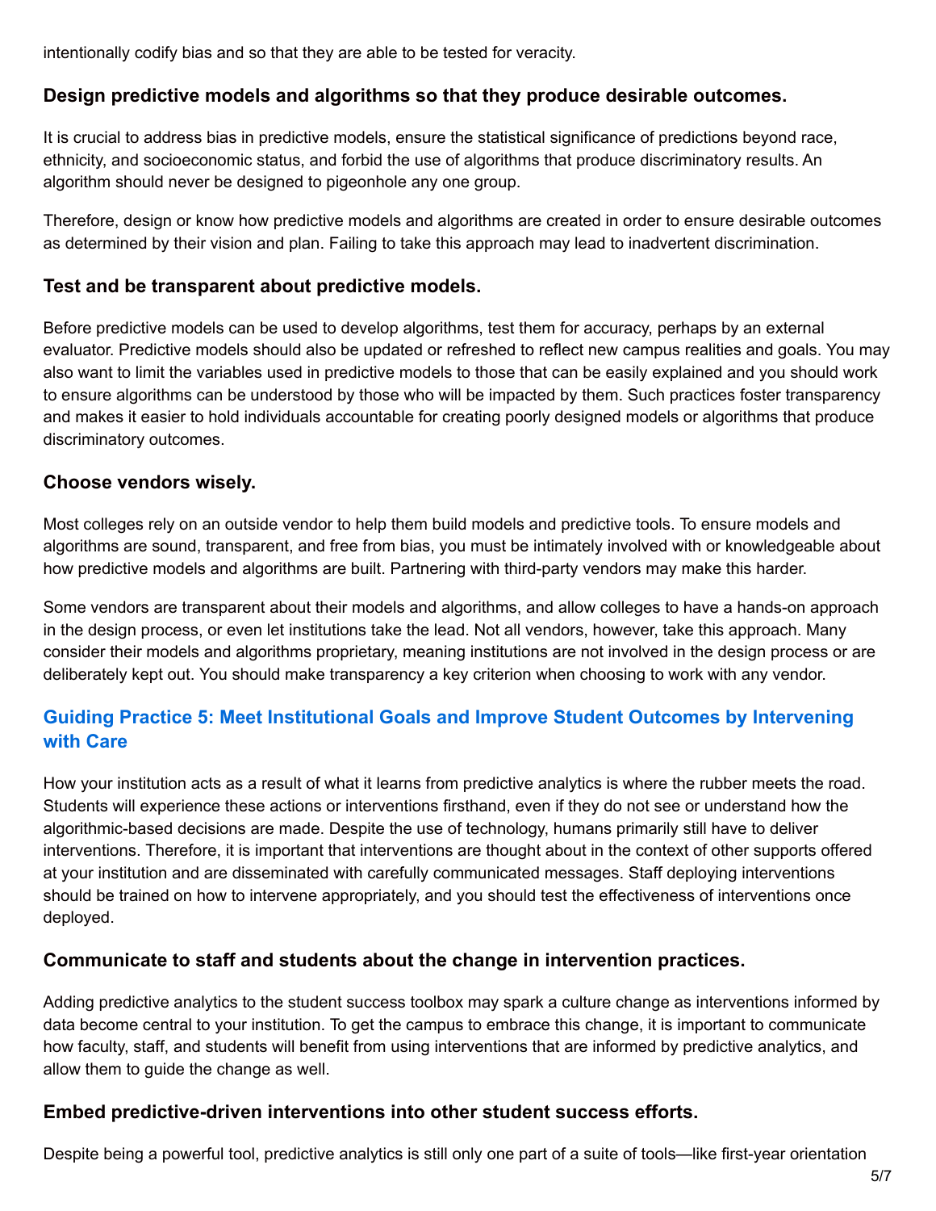intentionally codify bias and so that they are able to be tested for veracity.

### Design predictive models and algorithms so that they produce desirable outcomes.

It is crucial to address bias in predictive models, ensure the statistical significance of predictions beyond race, ethnicity, and socioeconomic status, and forbid the use of algorithms that produce discriminatory results. An algorithm should never be designed to pigeonhole any one group.

Therefore, design or know how predictive models and algorithms are created in order to ensure desirable outcomes as determined by their vision and plan. Failing to take this approach may lead to inadvertent discrimination.

### Test and be transparent about predictive models.

Before predictive models can be used to develop algorithms, test them for accuracy, perhaps by an external evaluator. Predictive models should also be updated or refreshed to reflect new campus realities and goals. You may also want to limit the variables used in predictive models to those that can be easily explained and you should work to ensure algorithms can be understood by those who will be impacted by them. Such practices foster transparency and makes it easier to hold individuals accountable for creating poorly designed models or algorithms that produce discriminatory outcomes.

### Choose vendors wisely.

Most colleges rely on an outside vendor to help them build models and predictive tools. To ensure models and algorithms are sound, transparent, and free from bias, you must be intimately involved with or knowledgeable about how predictive models and algorithms are built. Partnering with third-party vendors may make this harder.

Some vendors are transparent about their models and algorithms, and allow colleges to have a hands-on approach in the design process, or even let institutions take the lead. Not all vendors, however, take this approach. Many consider their models and algorithms proprietary, meaning institutions are not involved in the design process or are deliberately kept out. You should make transparency a key criterion when choosing to work with any vendor.

## Guiding Practice 5: Meet Institutional Goals and Improve Student Outcomes by Intervening with Care

How your institution acts as a result of what it learns from predictive analytics is where the rubber meets the road. Students will experience these actions or interventions firsthand, even if they do not see or understand how the algorithmic-based decisions are made. Despite the use of technology, humans primarily still have to deliver interventions. Therefore, it is important that interventions are thought about in the context of other supports offered at your institution and are disseminated with carefully communicated messages. Staff deploying interventions should be trained on how to intervene appropriately, and you should test the effectiveness of interventions once deployed.

### Communicate to staff and students about the change in intervention practices.

Adding predictive analytics to the student success toolbox may spark a culture change as interventions informed by data become central to your institution. To get the campus to embrace this change, it is important to communicate how faculty, staff, and students will benefit from using interventions that are informed by predictive analytics, and allow them to guide the change as well.

### Embed predictive-driven interventions into other student success efforts.

Despite being a powerful tool, predictive analytics is still only one part of a suite of tools—like first-year orientation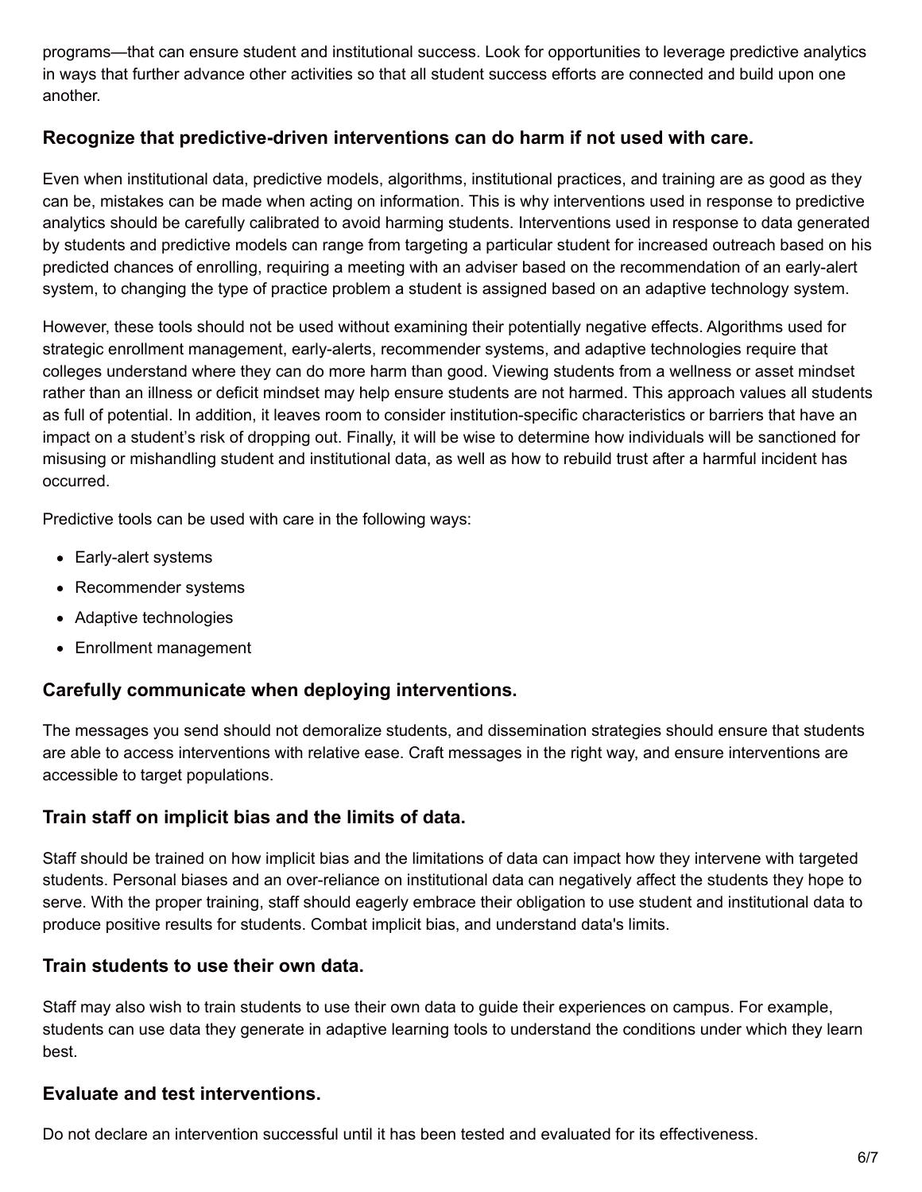programs—that can ensure student and institutional success. Look for opportunities to leverage predictive analytics in ways that further advance other activities so that all student success efforts are connected and build upon one another.

### Recognize that predictive-driven interventions can do harm if not used with care.

Even when institutional data, predictive models, algorithms, institutional practices, and training are as good as they can be, mistakes can be made when acting on information. This is why interventions used in response to predictive analytics should be carefully calibrated to avoid harming students. Interventions used in response to data generated by students and predictive models can range from targeting a particular student for increased outreach based on his predicted chances of enrolling, requiring a meeting with an adviser based on the recommendation of an early-alert system, to changing the type of practice problem a student is assigned based on an adaptive technology system.

However, these tools should not be used without examining their potentially negative effects. Algorithms used for strategic enrollment management, early-alerts, recommender systems, and adaptive technologies require that colleges understand where they can do more harm than good. Viewing students from a wellness or asset mindset rather than an illness or deficit mindset may help ensure students are not harmed. This approach values all students as full of potential. In addition, it leaves room to consider institution-specific characteristics or barriers that have an impact on a student's risk of dropping out. Finally, it will be wise to determine how individuals will be sanctioned for misusing or mishandling student and institutional data, as well as how to rebuild trust after a harmful incident has occurred.

Predictive tools can be used with care in the following ways:

- Early-alert systems
- Recommender systems
- Adaptive technologies
- Enrollment management

### Carefully communicate when deploying interventions.

The messages you send should not demoralize students, and dissemination strategies should ensure that students are able to access interventions with relative ease. Craft messages in the right way, and ensure interventions are accessible to target populations.

### Train staff on implicit bias and the limits of data.

Staff should be trained on how implicit bias and the limitations of data can impact how they intervene with targeted students. Personal biases and an over-reliance on institutional data can negatively affect the students they hope to serve. With the proper training, staff should eagerly embrace their obligation to use student and institutional data to produce positive results for students. Combat implicit bias, and understand data's limits.

### Train students to use their own data.

Staff may also wish to train students to use their own data to guide their experiences on campus. For example, students can use data they generate in adaptive learning tools to understand the conditions under which they learn best.

### Evaluate and test interventions.

Do not declare an intervention successful until it has been tested and evaluated for its effectiveness.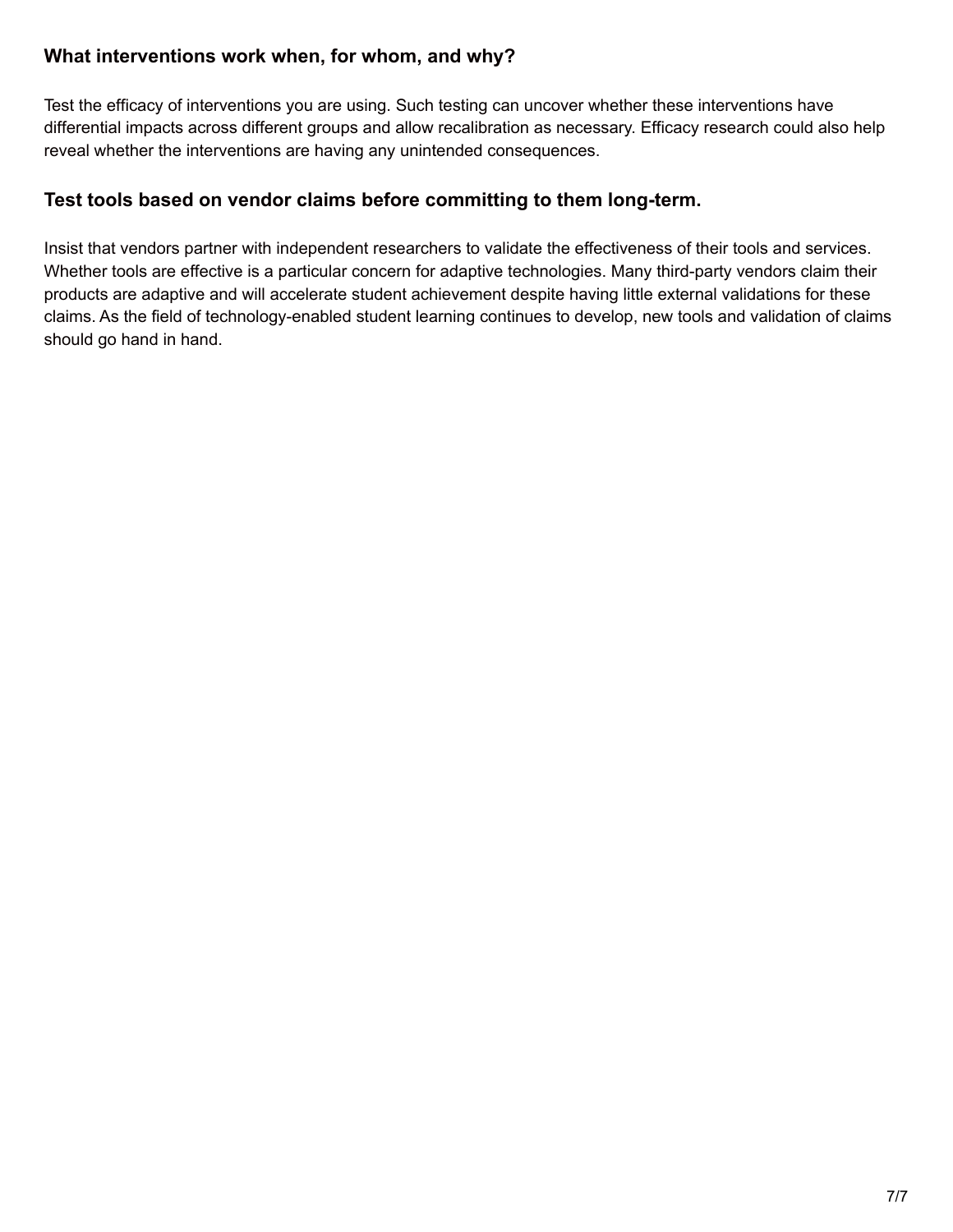### What interventions work when, for whom, and why?

Test the efficacy of interventions you are using. Such testing can uncover whether these interventions have differential impacts across different groups and allow recalibration as necessary. Efficacy research could also help reveal whether the interventions are having any unintended consequences.

### Test tools based on vendor claims before committing to them long-term.

Insist that vendors partner with independent researchers to validate the effectiveness of their tools and services. Whether tools are effective is a particular concern for adaptive technologies. Many third-party vendors claim their products are adaptive and will accelerate student achievement despite having little external validations for these claims. As the field of technology-enabled student learning continues to develop, new tools and validation of claims should go hand in hand.